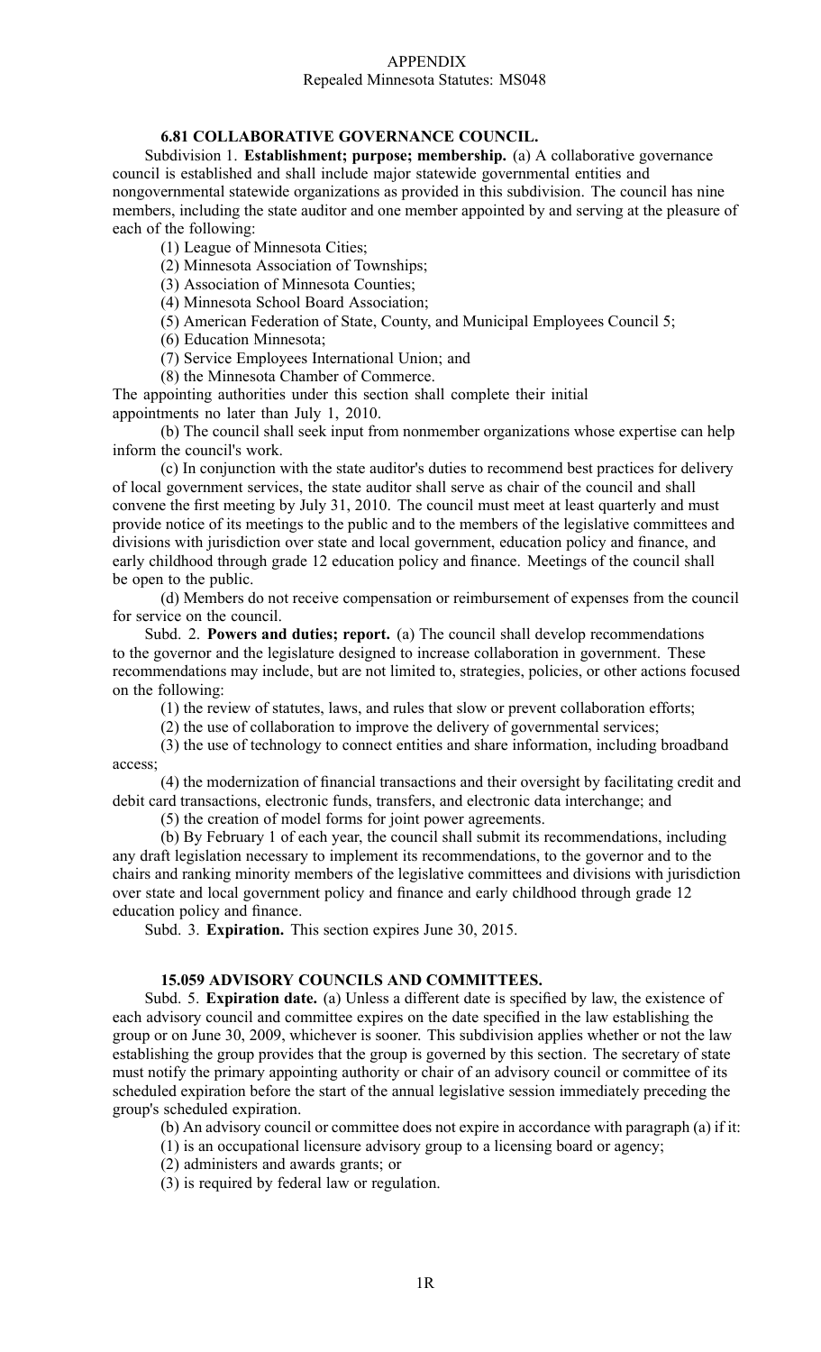APPENDIX
Repealed Minnesota Statutes: MS048

### 6.81 COLLABORATIVE GOVERNANCE COUNCIL.

Subdivision 1. **Establishment; purpose; membership.** (a) A collaborative governance council is established and shall include major statewide governmental entities and nongovernmental statewide organizations as provided in this subdivision. The council has nine members, including the state auditor and one member appointed by and serving at the pleasure of each of the following:

(1) League of Minnesota Cities;

(2) Minnesota Association of Townships;

(3) Association of Minnesota Counties;

(4) Minnesota School Board Association;

(5) American Federation of State, County, and Municipal Employees Council 5;

(6) Education Minnesota;

(7) Service Employees International Union; and

(8) the Minnesota Chamber of Commerce.

The appointing authorities under this section shall complete their initial appointments no later than July 1, 2010.

(b) The council shall seek input from nonmember organizations whose expertise can help inform the council's work.

(c) In conjunction with the state auditor's duties to recommend best practices for delivery of local government services, the state auditor shall serve as chair of the council and shall convene the first meeting by July 31, 2010. The council must meet at least quarterly and must provide notice of its meetings to the public and to the members of the legislative committees and divisions with jurisdiction over state and local government, education policy and finance, and early childhood through grade 12 education policy and finance. Meetings of the council shall be open to the public.

(d) Members do not receive compensation or reimbursement of expenses from the council for service on the council.

Subd. 2. **Powers and duties; report.** (a) The council shall develop recommendations to the governor and the legislature designed to increase collaboration in government. These recommendations may include, but are not limited to, strategies, policies, or other actions focused on the following:

(1) the review of statutes, laws, and rules that slow or prevent collaboration efforts;

(2) the use of collaboration to improve the delivery of governmental services;

(3) the use of technology to connect entities and share information, including broadband access;

(4) the modernization of financial transactions and their oversight by facilitating credit and debit card transactions, electronic funds, transfers, and electronic data interchange; and

(5) the creation of model forms for joint power agreements.

(b) By February 1 of each year, the council shall submit its recommendations, including any draft legislation necessary to implement its recommendations, to the governor and to the chairs and ranking minority members of the legislative committees and divisions with jurisdiction over state and local government policy and finance and early childhood through grade 12 education policy and finance.

Subd. 3. **Expiration.** This section expires June 30, 2015.

### 15.059 ADVISORY COUNCILS AND COMMITTEES.

Subd. 5. **Expiration date.** (a) Unless a different date is specified by law, the existence of each advisory council and committee expires on the date specified in the law establishing the group or on June 30, 2009, whichever is sooner. This subdivision applies whether or not the law establishing the group provides that the group is governed by this section. The secretary of state must notify the primary appointing authority or chair of an advisory council or committee of its scheduled expiration before the start of the annual legislative session immediately preceding the group's scheduled expiration.

(b) An advisory council or committee does not expire in accordance with paragraph (a) if it:

(1) is an occupational licensure advisory group to a licensing board or agency;

(2) administers and awards grants; or

(3) is required by federal law or regulation.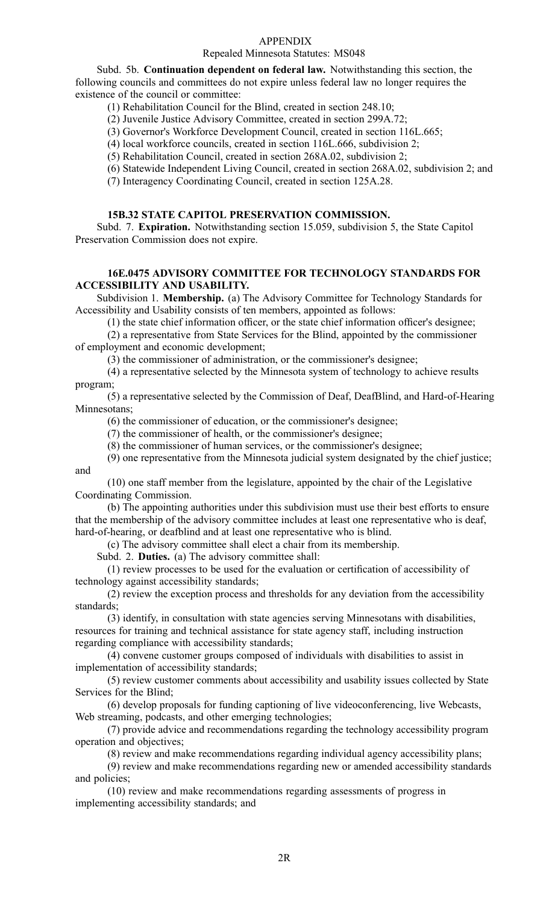APPENDIX
Repealed Minnesota Statutes: MS048

Subd. 5b. **Continuation dependent on federal law.** Notwithstanding this section, the following councils and committees do not expire unless federal law no longer requires the existence of the council or committee:

(1) Rehabilitation Council for the Blind, created in section 248.10;

(2) Juvenile Justice Advisory Committee, created in section 299A.72;

(3) Governor's Workforce Development Council, created in section 116L.665;

(4) local workforce councils, created in section 116L.666, subdivision 2;

(5) Rehabilitation Council, created in section 268A.02, subdivision 2;

(6) Statewide Independent Living Council, created in section 268A.02, subdivision 2; and

(7) Interagency Coordinating Council, created in section 125A.28.

**15B.32 STATE CAPITOL PRESERVATION COMMISSION.**

Subd. 7. **Expiration.** Notwithstanding section 15.059, subdivision 5, the State Capitol Preservation Commission does not expire.

**16E.0475 ADVISORY COMMITTEE FOR TECHNOLOGY STANDARDS FOR ACCESSIBILITY AND USABILITY.**

Subdivision 1. **Membership.** (a) The Advisory Committee for Technology Standards for Accessibility and Usability consists of ten members, appointed as follows:

(1) the state chief information officer, or the state chief information officer's designee;

(2) a representative from State Services for the Blind, appointed by the commissioner of employment and economic development;

(3) the commissioner of administration, or the commissioner's designee;

(4) a representative selected by the Minnesota system of technology to achieve results program;

(5) a representative selected by the Commission of Deaf, DeafBlind, and Hard-of-Hearing Minnesotans;

(6) the commissioner of education, or the commissioner's designee;

(7) the commissioner of health, or the commissioner's designee;

(8) the commissioner of human services, or the commissioner's designee;

(9) one representative from the Minnesota judicial system designated by the chief justice; and

(10) one staff member from the legislature, appointed by the chair of the Legislative Coordinating Commission.

(b) The appointing authorities under this subdivision must use their best efforts to ensure that the membership of the advisory committee includes at least one representative who is deaf, hard-of-hearing, or deafblind and at least one representative who is blind.

(c) The advisory committee shall elect a chair from its membership.

Subd. 2. **Duties.** (a) The advisory committee shall:

(1) review processes to be used for the evaluation or certification of accessibility of technology against accessibility standards;

(2) review the exception process and thresholds for any deviation from the accessibility standards;

(3) identify, in consultation with state agencies serving Minnesotans with disabilities, resources for training and technical assistance for state agency staff, including instruction regarding compliance with accessibility standards;

(4) convene customer groups composed of individuals with disabilities to assist in implementation of accessibility standards;

(5) review customer comments about accessibility and usability issues collected by State Services for the Blind;

(6) develop proposals for funding captioning of live videoconferencing, live Webcasts, Web streaming, podcasts, and other emerging technologies;

(7) provide advice and recommendations regarding the technology accessibility program operation and objectives;

(8) review and make recommendations regarding individual agency accessibility plans;

(9) review and make recommendations regarding new or amended accessibility standards and policies;

(10) review and make recommendations regarding assessments of progress in implementing accessibility standards; and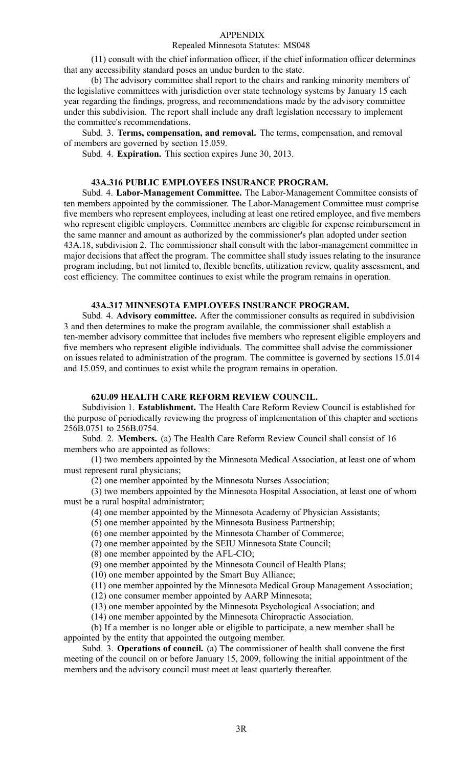(11) consult with the chief information officer, if the chief information officer determines that any accessibility standard poses an undue burden to the state.

(b) The advisory committee shall report to the chairs and ranking minority members of the legislative committees with jurisdiction over state technology systems by January 15 each year regarding the findings, progress, and recommendations made by the advisory committee under this subdivision. The report shall include any draft legislation necessary to implement the committee's recommendations.

Subd. 3. **Terms, compensation, and removal.** The terms, compensation, and removal of members are governed by section 15.059.

Subd. 4. **Expiration.** This section expires June 30, 2013.

**43A.316 PUBLIC EMPLOYEES INSURANCE PROGRAM.**

Subd. 4. **Labor-Management Committee.** The Labor-Management Committee consists of ten members appointed by the commissioner. The Labor-Management Committee must comprise five members who represent employees, including at least one retired employee, and five members who represent eligible employers. Committee members are eligible for expense reimbursement in the same manner and amount as authorized by the commissioner's plan adopted under section 43A.18, subdivision 2. The commissioner shall consult with the labor-management committee in major decisions that affect the program. The committee shall study issues relating to the insurance program including, but not limited to, flexible benefits, utilization review, quality assessment, and cost efficiency. The committee continues to exist while the program remains in operation.

**43A.317 MINNESOTA EMPLOYEES INSURANCE PROGRAM.**

Subd. 4. **Advisory committee.** After the commissioner consults as required in subdivision 3 and then determines to make the program available, the commissioner shall establish a ten-member advisory committee that includes five members who represent eligible employers and five members who represent eligible individuals. The committee shall advise the commissioner on issues related to administration of the program. The committee is governed by sections 15.014 and 15.059, and continues to exist while the program remains in operation.

**62U.09 HEALTH CARE REFORM REVIEW COUNCIL.**

Subdivision 1. **Establishment.** The Health Care Reform Review Council is established for the purpose of periodically reviewing the progress of implementation of this chapter and sections 256B.0751 to 256B.0754.

Subd. 2. **Members.** (a) The Health Care Reform Review Council shall consist of 16 members who are appointed as follows:

(1) two members appointed by the Minnesota Medical Association, at least one of whom must represent rural physicians;

(2) one member appointed by the Minnesota Nurses Association;

(3) two members appointed by the Minnesota Hospital Association, at least one of whom must be a rural hospital administrator;

(4) one member appointed by the Minnesota Academy of Physician Assistants;

(5) one member appointed by the Minnesota Business Partnership;

(6) one member appointed by the Minnesota Chamber of Commerce;

(7) one member appointed by the SEIU Minnesota State Council;

(8) one member appointed by the AFL-CIO;

(9) one member appointed by the Minnesota Council of Health Plans;

(10) one member appointed by the Smart Buy Alliance;

(11) one member appointed by the Minnesota Medical Group Management Association;

(12) one consumer member appointed by AARP Minnesota;

(13) one member appointed by the Minnesota Psychological Association; and

(14) one member appointed by the Minnesota Chiropractic Association.

(b) If a member is no longer able or eligible to participate, a new member shall be appointed by the entity that appointed the outgoing member.

Subd. 3. **Operations of council.** (a) The commissioner of health shall convene the first meeting of the council on or before January 15, 2009, following the initial appointment of the members and the advisory council must meet at least quarterly thereafter.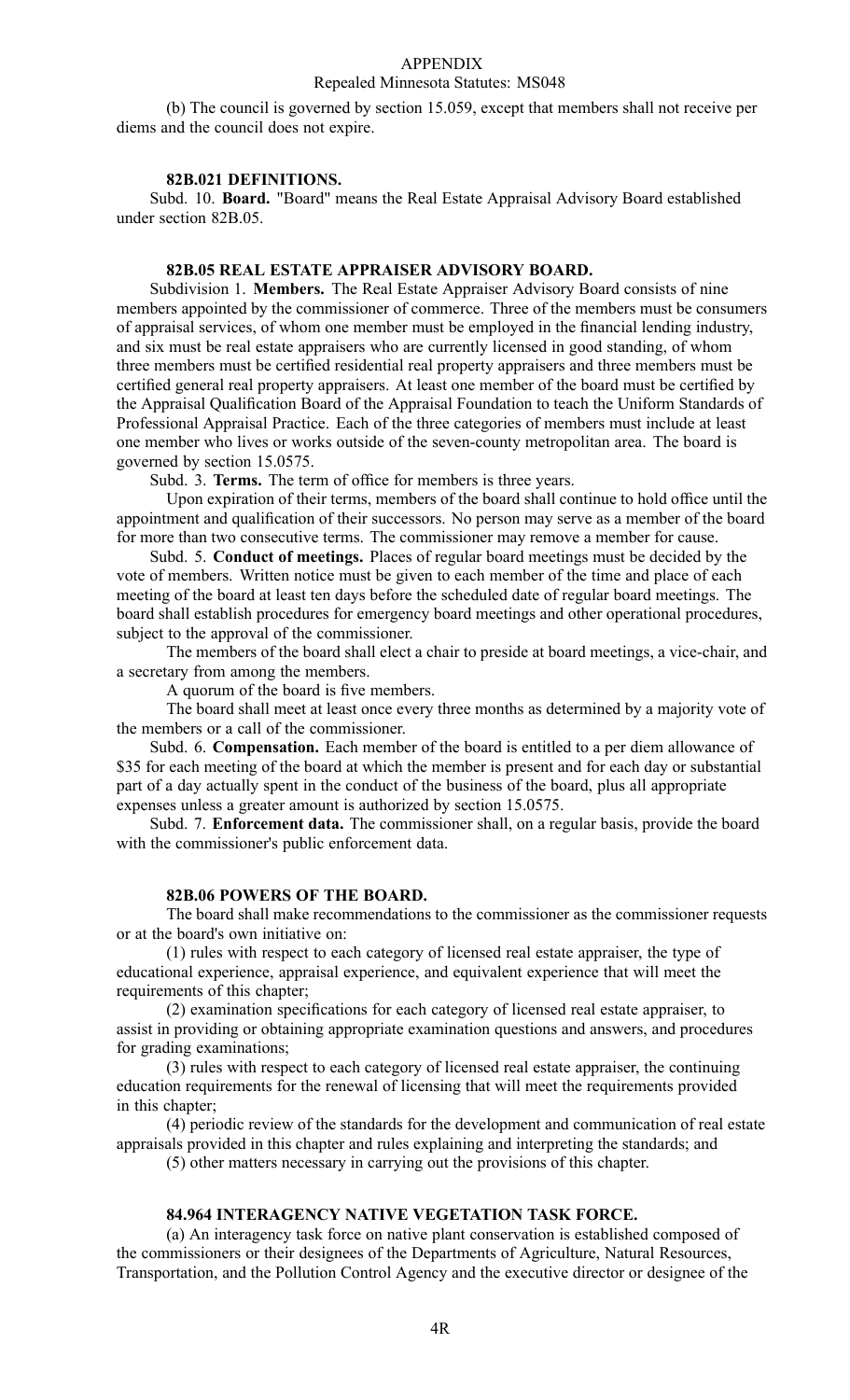(b) The council is governed by section 15.059, except that members shall not receive per diems and the council does not expire.

### 82B.021 DEFINITIONS.

Subd. 10. **Board.** "Board" means the Real Estate Appraisal Advisory Board established under section 82B.05.

### 82B.05 REAL ESTATE APPRAISER ADVISORY BOARD.

Subdivision 1. **Members.** The Real Estate Appraiser Advisory Board consists of nine members appointed by the commissioner of commerce. Three of the members must be consumers of appraisal services, of whom one member must be employed in the financial lending industry, and six must be real estate appraisers who are currently licensed in good standing, of whom three members must be certified residential real property appraisers and three members must be certified general real property appraisers. At least one member of the board must be certified by the Appraisal Qualification Board of the Appraisal Foundation to teach the Uniform Standards of Professional Appraisal Practice. Each of the three categories of members must include at least one member who lives or works outside of the seven-county metropolitan area. The board is governed by section 15.0575.

Subd. 3. **Terms.** The term of office for members is three years.

Upon expiration of their terms, members of the board shall continue to hold office until the appointment and qualification of their successors. No person may serve as a member of the board for more than two consecutive terms. The commissioner may remove a member for cause.

Subd. 5. **Conduct of meetings.** Places of regular board meetings must be decided by the vote of members. Written notice must be given to each member of the time and place of each meeting of the board at least ten days before the scheduled date of regular board meetings. The board shall establish procedures for emergency board meetings and other operational procedures, subject to the approval of the commissioner.

The members of the board shall elect a chair to preside at board meetings, a vice-chair, and a secretary from among the members.

A quorum of the board is five members.

The board shall meet at least once every three months as determined by a majority vote of the members or a call of the commissioner.

Subd. 6. **Compensation.** Each member of the board is entitled to a per diem allowance of $35 for each meeting of the board at which the member is present and for each day or substantial part of a day actually spent in the conduct of the business of the board, plus all appropriate expenses unless a greater amount is authorized by section 15.0575.

Subd. 7. **Enforcement data.** The commissioner shall, on a regular basis, provide the board with the commissioner's public enforcement data.

### 82B.06 POWERS OF THE BOARD.

The board shall make recommendations to the commissioner as the commissioner requests or at the board's own initiative on:

(1) rules with respect to each category of licensed real estate appraiser, the type of educational experience, appraisal experience, and equivalent experience that will meet the requirements of this chapter;

(2) examination specifications for each category of licensed real estate appraiser, to assist in providing or obtaining appropriate examination questions and answers, and procedures for grading examinations;

(3) rules with respect to each category of licensed real estate appraiser, the continuing education requirements for the renewal of licensing that will meet the requirements provided in this chapter;

(4) periodic review of the standards for the development and communication of real estate appraisals provided in this chapter and rules explaining and interpreting the standards; and

(5) other matters necessary in carrying out the provisions of this chapter.

### 84.964 INTERAGENCY NATIVE VEGETATION TASK FORCE.

(a) An interagency task force on native plant conservation is established composed of the commissioners or their designees of the Departments of Agriculture, Natural Resources, Transportation, and the Pollution Control Agency and the executive director or designee of the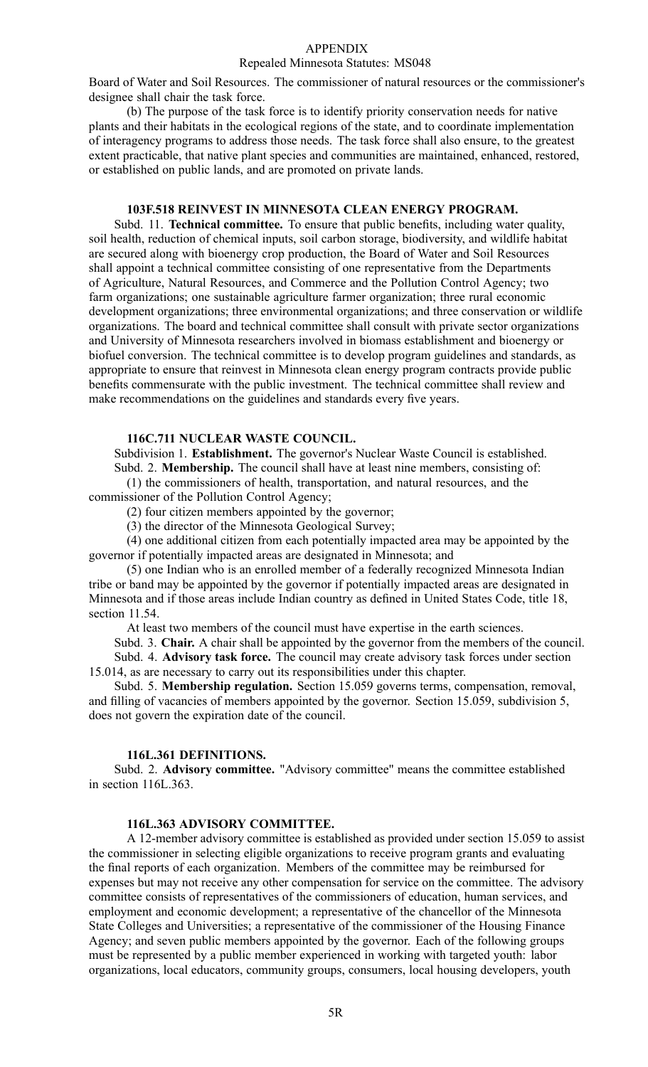Board of Water and Soil Resources. The commissioner of natural resources or the commissioner's designee shall chair the task force.

(b) The purpose of the task force is to identify priority conservation needs for native plants and their habitats in the ecological regions of the state, and to coordinate implementation of interagency programs to address those needs. The task force shall also ensure, to the greatest extent practicable, that native plant species and communities are maintained, enhanced, restored, or established on public lands, and are promoted on private lands.

### 103F.518 REINVEST IN MINNESOTA CLEAN ENERGY PROGRAM.

Subd. 11. **Technical committee.** To ensure that public benefits, including water quality, soil health, reduction of chemical inputs, soil carbon storage, biodiversity, and wildlife habitat are secured along with bioenergy crop production, the Board of Water and Soil Resources shall appoint a technical committee consisting of one representative from the Departments of Agriculture, Natural Resources, and Commerce and the Pollution Control Agency; two farm organizations; one sustainable agriculture farmer organization; three rural economic development organizations; three environmental organizations; and three conservation or wildlife organizations. The board and technical committee shall consult with private sector organizations and University of Minnesota researchers involved in biomass establishment and bioenergy or biofuel conversion. The technical committee is to develop program guidelines and standards, as appropriate to ensure that reinvest in Minnesota clean energy program contracts provide public benefits commensurate with the public investment. The technical committee shall review and make recommendations on the guidelines and standards every five years.

### 116C.711 NUCLEAR WASTE COUNCIL.

Subdivision 1. **Establishment.** The governor's Nuclear Waste Council is established.

Subd. 2. **Membership.** The council shall have at least nine members, consisting of:

(1) the commissioners of health, transportation, and natural resources, and the commissioner of the Pollution Control Agency;

(2) four citizen members appointed by the governor;

(3) the director of the Minnesota Geological Survey;

(4) one additional citizen from each potentially impacted area may be appointed by the governor if potentially impacted areas are designated in Minnesota; and

(5) one Indian who is an enrolled member of a federally recognized Minnesota Indian tribe or band may be appointed by the governor if potentially impacted areas are designated in Minnesota and if those areas include Indian country as defined in United States Code, title 18, section 11.54.

At least two members of the council must have expertise in the earth sciences.

Subd. 3. **Chair.** A chair shall be appointed by the governor from the members of the council.

Subd. 4. **Advisory task force.** The council may create advisory task forces under section 15.014, as are necessary to carry out its responsibilities under this chapter.

Subd. 5. **Membership regulation.** Section 15.059 governs terms, compensation, removal, and filling of vacancies of members appointed by the governor. Section 15.059, subdivision 5, does not govern the expiration date of the council.

### 116L.361 DEFINITIONS.

Subd. 2. **Advisory committee.** "Advisory committee" means the committee established in section 116L.363.

### 116L.363 ADVISORY COMMITTEE.

A 12-member advisory committee is established as provided under section 15.059 to assist the commissioner in selecting eligible organizations to receive program grants and evaluating the final reports of each organization. Members of the committee may be reimbursed for expenses but may not receive any other compensation for service on the committee. The advisory committee consists of representatives of the commissioners of education, human services, and employment and economic development; a representative of the chancellor of the Minnesota State Colleges and Universities; a representative of the commissioner of the Housing Finance Agency; and seven public members appointed by the governor. Each of the following groups must be represented by a public member experienced in working with targeted youth: labor organizations, local educators, community groups, consumers, local housing developers, youth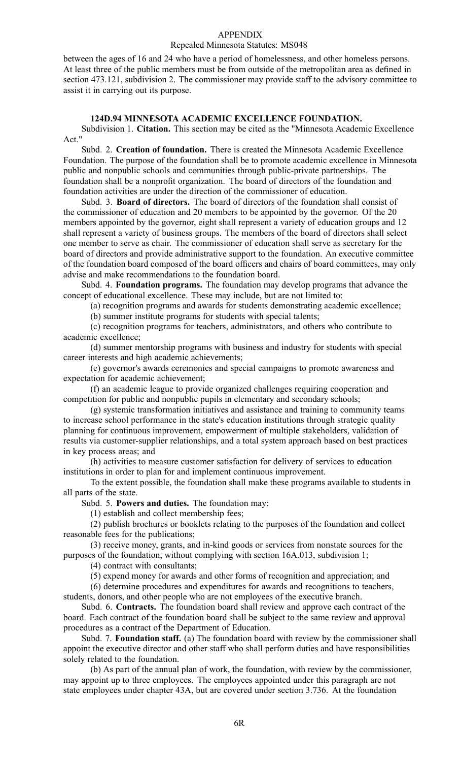between the ages of 16 and 24 who have a period of homelessness, and other homeless persons. At least three of the public members must be from outside of the metropolitan area as defined in section 473.121, subdivision 2. The commissioner may provide staff to the advisory committee to assist it in carrying out its purpose.

## 124D.94 MINNESOTA ACADEMIC EXCELLENCE FOUNDATION.

Subdivision 1. **Citation.** This section may be cited as the "Minnesota Academic Excellence Act."

Subd. 2. **Creation of foundation.** There is created the Minnesota Academic Excellence Foundation. The purpose of the foundation shall be to promote academic excellence in Minnesota public and nonpublic schools and communities through public-private partnerships. The foundation shall be a nonprofit organization. The board of directors of the foundation and foundation activities are under the direction of the commissioner of education.

Subd. 3. **Board of directors.** The board of directors of the foundation shall consist of the commissioner of education and 20 members to be appointed by the governor. Of the 20 members appointed by the governor, eight shall represent a variety of education groups and 12 shall represent a variety of business groups. The members of the board of directors shall select one member to serve as chair. The commissioner of education shall serve as secretary for the board of directors and provide administrative support to the foundation. An executive committee of the foundation board composed of the board officers and chairs of board committees, may only advise and make recommendations to the foundation board.

Subd. 4. **Foundation programs.** The foundation may develop programs that advance the concept of educational excellence. These may include, but are not limited to:

(a) recognition programs and awards for students demonstrating academic excellence;

(b) summer institute programs for students with special talents;

(c) recognition programs for teachers, administrators, and others who contribute to academic excellence;

(d) summer mentorship programs with business and industry for students with special career interests and high academic achievements;

(e) governor's awards ceremonies and special campaigns to promote awareness and expectation for academic achievement;

(f) an academic league to provide organized challenges requiring cooperation and competition for public and nonpublic pupils in elementary and secondary schools;

(g) systemic transformation initiatives and assistance and training to community teams to increase school performance in the state's education institutions through strategic quality planning for continuous improvement, empowerment of multiple stakeholders, validation of results via customer-supplier relationships, and a total system approach based on best practices in key process areas; and

(h) activities to measure customer satisfaction for delivery of services to education institutions in order to plan for and implement continuous improvement.

To the extent possible, the foundation shall make these programs available to students in all parts of the state.

Subd. 5. **Powers and duties.** The foundation may:

(1) establish and collect membership fees;

(2) publish brochures or booklets relating to the purposes of the foundation and collect reasonable fees for the publications;

(3) receive money, grants, and in-kind goods or services from nonstate sources for the purposes of the foundation, without complying with section 16A.013, subdivision 1;

(4) contract with consultants;

(5) expend money for awards and other forms of recognition and appreciation; and

(6) determine procedures and expenditures for awards and recognitions to teachers, students, donors, and other people who are not employees of the executive branch.

Subd. 6. **Contracts.** The foundation board shall review and approve each contract of the board. Each contract of the foundation board shall be subject to the same review and approval procedures as a contract of the Department of Education.

Subd. 7. **Foundation staff.** (a) The foundation board with review by the commissioner shall appoint the executive director and other staff who shall perform duties and have responsibilities solely related to the foundation.

(b) As part of the annual plan of work, the foundation, with review by the commissioner, may appoint up to three employees. The employees appointed under this paragraph are not state employees under chapter 43A, but are covered under section 3.736. At the foundation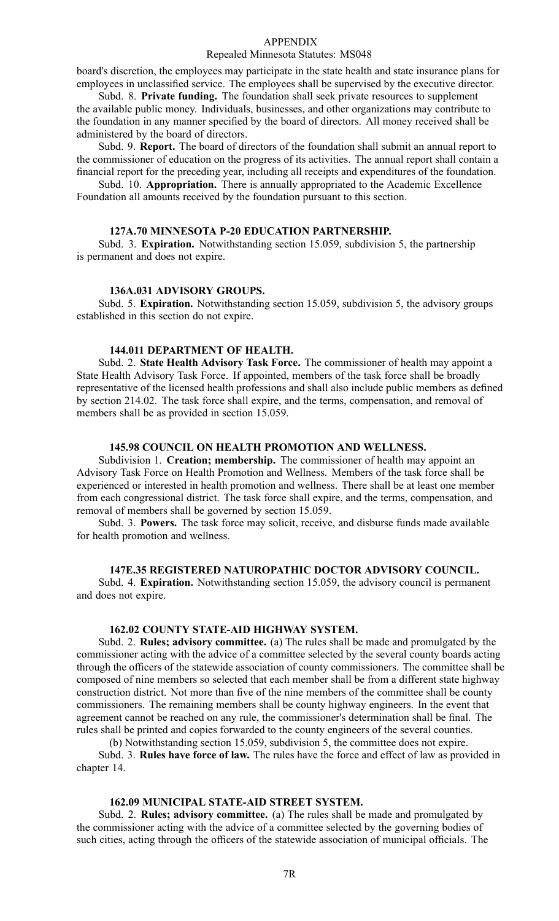board's discretion, the employees may participate in the state health and state insurance plans for employees in unclassified service. The employees shall be supervised by the executive director.

Subd. 8. **Private funding.** The foundation shall seek private resources to supplement the available public money. Individuals, businesses, and other organizations may contribute to the foundation in any manner specified by the board of directors. All money received shall be administered by the board of directors.

Subd. 9. **Report.** The board of directors of the foundation shall submit an annual report to the commissioner of education on the progress of its activities. The annual report shall contain a financial report for the preceding year, including all receipts and expenditures of the foundation.

Subd. 10. **Appropriation.** There is annually appropriated to the Academic Excellence Foundation all amounts received by the foundation pursuant to this section.

### 127A.70 MINNESOTA P-20 EDUCATION PARTNERSHIP.

Subd. 3. **Expiration.** Notwithstanding section 15.059, subdivision 5, the partnership is permanent and does not expire.

### 136A.031 ADVISORY GROUPS.

Subd. 5. **Expiration.** Notwithstanding section 15.059, subdivision 5, the advisory groups established in this section do not expire.

### 144.011 DEPARTMENT OF HEALTH.

Subd. 2. **State Health Advisory Task Force.** The commissioner of health may appoint a State Health Advisory Task Force. If appointed, members of the task force shall be broadly representative of the licensed health professions and shall also include public members as defined by section 214.02. The task force shall expire, and the terms, compensation, and removal of members shall be as provided in section 15.059.

### 145.98 COUNCIL ON HEALTH PROMOTION AND WELLNESS.

Subdivision 1. **Creation; membership.** The commissioner of health may appoint an Advisory Task Force on Health Promotion and Wellness. Members of the task force shall be experienced or interested in health promotion and wellness. There shall be at least one member from each congressional district. The task force shall expire, and the terms, compensation, and removal of members shall be governed by section 15.059.

Subd. 3. **Powers.** The task force may solicit, receive, and disburse funds made available for health promotion and wellness.

### 147E.35 REGISTERED NATUROPATHIC DOCTOR ADVISORY COUNCIL.

Subd. 4. **Expiration.** Notwithstanding section 15.059, the advisory council is permanent and does not expire.

### 162.02 COUNTY STATE-AID HIGHWAY SYSTEM.

Subd. 2. **Rules; advisory committee.** (a) The rules shall be made and promulgated by the commissioner acting with the advice of a committee selected by the several county boards acting through the officers of the statewide association of county commissioners. The committee shall be composed of nine members so selected that each member shall be from a different state highway construction district. Not more than five of the nine members of the committee shall be county commissioners. The remaining members shall be county highway engineers. In the event that agreement cannot be reached on any rule, the commissioner's determination shall be final. The rules shall be printed and copies forwarded to the county engineers of the several counties.

(b) Notwithstanding section 15.059, subdivision 5, the committee does not expire.

Subd. 3. **Rules have force of law.** The rules have the force and effect of law as provided in chapter 14.

### 162.09 MUNICIPAL STATE-AID STREET SYSTEM.

Subd. 2. **Rules; advisory committee.** (a) The rules shall be made and promulgated by the commissioner acting with the advice of a committee selected by the governing bodies of such cities, acting through the officers of the statewide association of municipal officials. The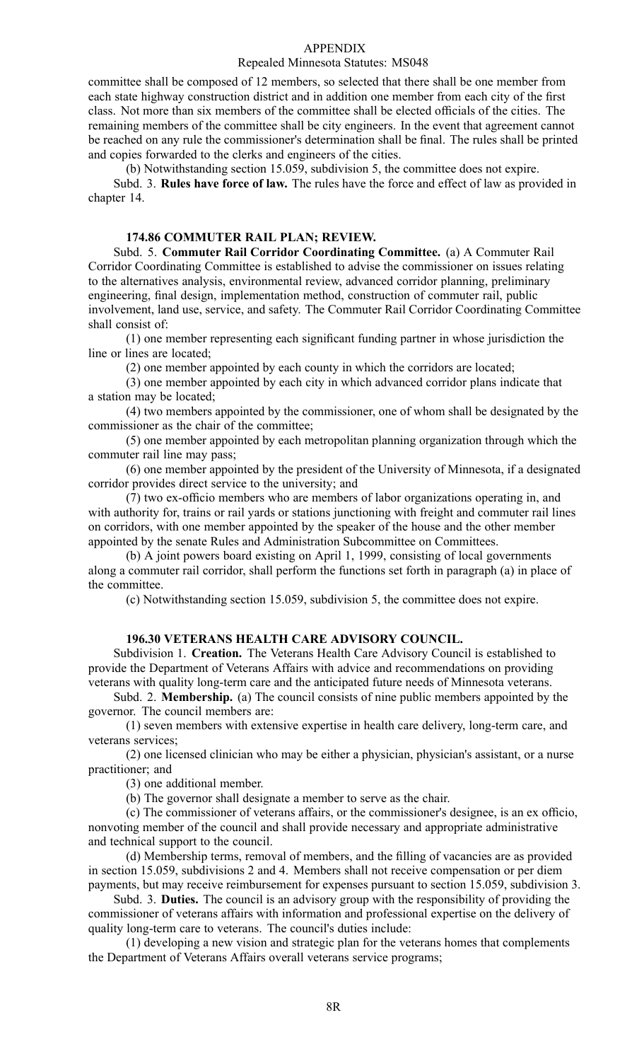committee shall be composed of 12 members, so selected that there shall be one member from each state highway construction district and in addition one member from each city of the first class. Not more than six members of the committee shall be elected officials of the cities. The remaining members of the committee shall be city engineers. In the event that agreement cannot be reached on any rule the commissioner's determination shall be final. The rules shall be printed and copies forwarded to the clerks and engineers of the cities.

(b) Notwithstanding section 15.059, subdivision 5, the committee does not expire.

Subd. 3. **Rules have force of law.** The rules have the force and effect of law as provided in chapter 14.

### 174.86 COMMUTER RAIL PLAN; REVIEW.

Subd. 5. **Commuter Rail Corridor Coordinating Committee.** (a) A Commuter Rail Corridor Coordinating Committee is established to advise the commissioner on issues relating to the alternatives analysis, environmental review, advanced corridor planning, preliminary engineering, final design, implementation method, construction of commuter rail, public involvement, land use, service, and safety. The Commuter Rail Corridor Coordinating Committee shall consist of:

(1) one member representing each significant funding partner in whose jurisdiction the line or lines are located;

(2) one member appointed by each county in which the corridors are located;

(3) one member appointed by each city in which advanced corridor plans indicate that a station may be located;

(4) two members appointed by the commissioner, one of whom shall be designated by the commissioner as the chair of the committee;

(5) one member appointed by each metropolitan planning organization through which the commuter rail line may pass;

(6) one member appointed by the president of the University of Minnesota, if a designated corridor provides direct service to the university; and

(7) two ex-officio members who are members of labor organizations operating in, and with authority for, trains or rail yards or stations junctioning with freight and commuter rail lines on corridors, with one member appointed by the speaker of the house and the other member appointed by the senate Rules and Administration Subcommittee on Committees.

(b) A joint powers board existing on April 1, 1999, consisting of local governments along a commuter rail corridor, shall perform the functions set forth in paragraph (a) in place of the committee.

(c) Notwithstanding section 15.059, subdivision 5, the committee does not expire.

### 196.30 VETERANS HEALTH CARE ADVISORY COUNCIL.

Subdivision 1. **Creation.** The Veterans Health Care Advisory Council is established to provide the Department of Veterans Affairs with advice and recommendations on providing veterans with quality long-term care and the anticipated future needs of Minnesota veterans.

Subd. 2. **Membership.** (a) The council consists of nine public members appointed by the governor. The council members are:

(1) seven members with extensive expertise in health care delivery, long-term care, and veterans services;

(2) one licensed clinician who may be either a physician, physician's assistant, or a nurse practitioner; and

(3) one additional member.

(b) The governor shall designate a member to serve as the chair.

(c) The commissioner of veterans affairs, or the commissioner's designee, is an ex officio, nonvoting member of the council and shall provide necessary and appropriate administrative and technical support to the council.

(d) Membership terms, removal of members, and the filling of vacancies are as provided in section 15.059, subdivisions 2 and 4. Members shall not receive compensation or per diem payments, but may receive reimbursement for expenses pursuant to section 15.059, subdivision 3.

Subd. 3. **Duties.** The council is an advisory group with the responsibility of providing the commissioner of veterans affairs with information and professional expertise on the delivery of quality long-term care to veterans. The council's duties include:

(1) developing a new vision and strategic plan for the veterans homes that complements the Department of Veterans Affairs overall veterans service programs;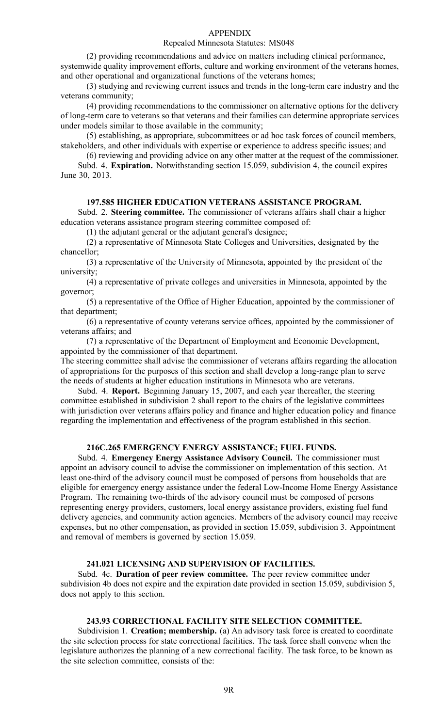(2) providing recommendations and advice on matters including clinical performance, systemwide quality improvement efforts, culture and working environment of the veterans homes, and other operational and organizational functions of the veterans homes;

(3) studying and reviewing current issues and trends in the long-term care industry and the veterans community;

(4) providing recommendations to the commissioner on alternative options for the delivery of long-term care to veterans so that veterans and their families can determine appropriate services under models similar to those available in the community;

(5) establishing, as appropriate, subcommittees or ad hoc task forces of council members, stakeholders, and other individuals with expertise or experience to address specific issues; and

(6) reviewing and providing advice on any other matter at the request of the commissioner.

Subd. 4. **Expiration.** Notwithstanding section 15.059, subdivision 4, the council expires June 30, 2013.

## 197.585 HIGHER EDUCATION VETERANS ASSISTANCE PROGRAM.

Subd. 2. **Steering committee.** The commissioner of veterans affairs shall chair a higher education veterans assistance program steering committee composed of:

(1) the adjutant general or the adjutant general's designee;

(2) a representative of Minnesota State Colleges and Universities, designated by the chancellor;

(3) a representative of the University of Minnesota, appointed by the president of the university;

(4) a representative of private colleges and universities in Minnesota, appointed by the governor;

(5) a representative of the Office of Higher Education, appointed by the commissioner of that department;

(6) a representative of county veterans service offices, appointed by the commissioner of veterans affairs; and

(7) a representative of the Department of Employment and Economic Development, appointed by the commissioner of that department.

The steering committee shall advise the commissioner of veterans affairs regarding the allocation of appropriations for the purposes of this section and shall develop a long-range plan to serve the needs of students at higher education institutions in Minnesota who are veterans.

Subd. 4. **Report.** Beginning January 15, 2007, and each year thereafter, the steering committee established in subdivision 2 shall report to the chairs of the legislative committees with jurisdiction over veterans affairs policy and finance and higher education policy and finance regarding the implementation and effectiveness of the program established in this section.

## 216C.265 EMERGENCY ENERGY ASSISTANCE; FUEL FUNDS.

Subd. 4. **Emergency Energy Assistance Advisory Council.** The commissioner must appoint an advisory council to advise the commissioner on implementation of this section. At least one-third of the advisory council must be composed of persons from households that are eligible for emergency energy assistance under the federal Low-Income Home Energy Assistance Program. The remaining two-thirds of the advisory council must be composed of persons representing energy providers, customers, local energy assistance providers, existing fuel fund delivery agencies, and community action agencies. Members of the advisory council may receive expenses, but no other compensation, as provided in section 15.059, subdivision 3. Appointment and removal of members is governed by section 15.059.

## 241.021 LICENSING AND SUPERVISION OF FACILITIES.

Subd. 4c. **Duration of peer review committee.** The peer review committee under subdivision 4b does not expire and the expiration date provided in section 15.059, subdivision 5, does not apply to this section.

## 243.93 CORRECTIONAL FACILITY SITE SELECTION COMMITTEE.

Subdivision 1. **Creation; membership.** (a) An advisory task force is created to coordinate the site selection process for state correctional facilities. The task force shall convene when the legislature authorizes the planning of a new correctional facility. The task force, to be known as the site selection committee, consists of the: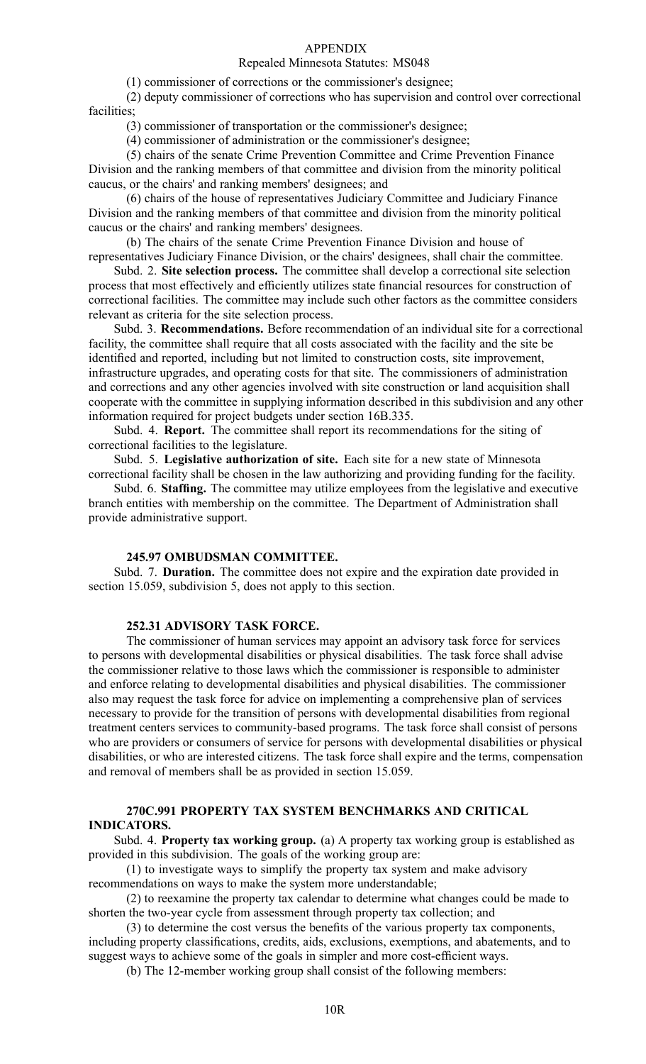(1) commissioner of corrections or the commissioner's designee;

(2) deputy commissioner of corrections who has supervision and control over correctional facilities;

(3) commissioner of transportation or the commissioner's designee;

(4) commissioner of administration or the commissioner's designee;

(5) chairs of the senate Crime Prevention Committee and Crime Prevention Finance Division and the ranking members of that committee and division from the minority political caucus, or the chairs' and ranking members' designees; and

(6) chairs of the house of representatives Judiciary Committee and Judiciary Finance Division and the ranking members of that committee and division from the minority political caucus or the chairs' and ranking members' designees.

(b) The chairs of the senate Crime Prevention Finance Division and house of representatives Judiciary Finance Division, or the chairs' designees, shall chair the committee.

Subd. 2. **Site selection process.** The committee shall develop a correctional site selection process that most effectively and efficiently utilizes state financial resources for construction of correctional facilities. The committee may include such other factors as the committee considers relevant as criteria for the site selection process.

Subd. 3. **Recommendations.** Before recommendation of an individual site for a correctional facility, the committee shall require that all costs associated with the facility and the site be identified and reported, including but not limited to construction costs, site improvement, infrastructure upgrades, and operating costs for that site. The commissioners of administration and corrections and any other agencies involved with site construction or land acquisition shall cooperate with the committee in supplying information described in this subdivision and any other information required for project budgets under section 16B.335.

Subd. 4. **Report.** The committee shall report its recommendations for the siting of correctional facilities to the legislature.

Subd. 5. **Legislative authorization of site.** Each site for a new state of Minnesota correctional facility shall be chosen in the law authorizing and providing funding for the facility.

Subd. 6. **Staffing.** The committee may utilize employees from the legislative and executive branch entities with membership on the committee. The Department of Administration shall provide administrative support.

### 245.97 OMBUDSMAN COMMITTEE.

Subd. 7. **Duration.** The committee does not expire and the expiration date provided in section 15.059, subdivision 5, does not apply to this section.

### 252.31 ADVISORY TASK FORCE.

The commissioner of human services may appoint an advisory task force for services to persons with developmental disabilities or physical disabilities. The task force shall advise the commissioner relative to those laws which the commissioner is responsible to administer and enforce relating to developmental disabilities and physical disabilities. The commissioner also may request the task force for advice on implementing a comprehensive plan of services necessary to provide for the transition of persons with developmental disabilities from regional treatment centers services to community-based programs. The task force shall consist of persons who are providers or consumers of service for persons with developmental disabilities or physical disabilities, or who are interested citizens. The task force shall expire and the terms, compensation and removal of members shall be as provided in section 15.059.

### 270C.991 PROPERTY TAX SYSTEM BENCHMARKS AND CRITICAL INDICATORS.

Subd. 4. **Property tax working group.** (a) A property tax working group is established as provided in this subdivision. The goals of the working group are:

(1) to investigate ways to simplify the property tax system and make advisory recommendations on ways to make the system more understandable;

(2) to reexamine the property tax calendar to determine what changes could be made to shorten the two-year cycle from assessment through property tax collection; and

(3) to determine the cost versus the benefits of the various property tax components, including property classifications, credits, aids, exclusions, exemptions, and abatements, and to suggest ways to achieve some of the goals in simpler and more cost-efficient ways.

(b) The 12-member working group shall consist of the following members: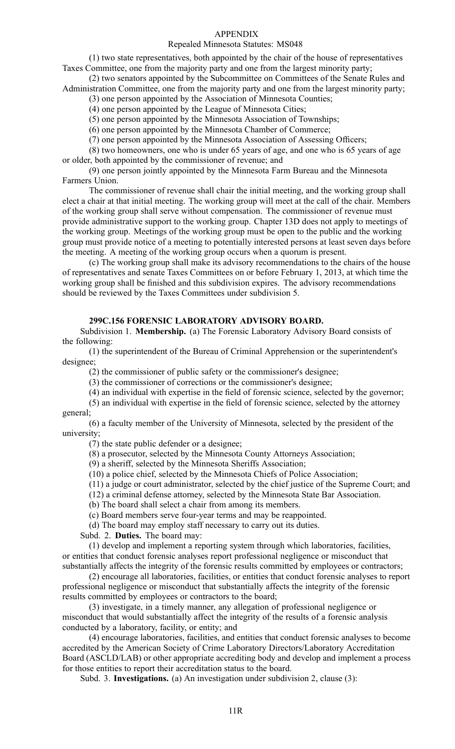(1) two state representatives, both appointed by the chair of the house of representatives Taxes Committee, one from the majority party and one from the largest minority party;

(2) two senators appointed by the Subcommittee on Committees of the Senate Rules and Administration Committee, one from the majority party and one from the largest minority party;

(3) one person appointed by the Association of Minnesota Counties;

(4) one person appointed by the League of Minnesota Cities;

(5) one person appointed by the Minnesota Association of Townships;

(6) one person appointed by the Minnesota Chamber of Commerce;

(7) one person appointed by the Minnesota Association of Assessing Officers;

(8) two homeowners, one who is under 65 years of age, and one who is 65 years of age or older, both appointed by the commissioner of revenue; and

(9) one person jointly appointed by the Minnesota Farm Bureau and the Minnesota Farmers Union.

The commissioner of revenue shall chair the initial meeting, and the working group shall elect a chair at that initial meeting. The working group will meet at the call of the chair. Members of the working group shall serve without compensation. The commissioner of revenue must provide administrative support to the working group. Chapter 13D does not apply to meetings of the working group. Meetings of the working group must be open to the public and the working group must provide notice of a meeting to potentially interested persons at least seven days before the meeting. A meeting of the working group occurs when a quorum is present.

(c) The working group shall make its advisory recommendations to the chairs of the house of representatives and senate Taxes Committees on or before February 1, 2013, at which time the working group shall be finished and this subdivision expires. The advisory recommendations should be reviewed by the Taxes Committees under subdivision 5.

**299C.156 FORENSIC LABORATORY ADVISORY BOARD.**

Subdivision 1. **Membership.** (a) The Forensic Laboratory Advisory Board consists of the following:

(1) the superintendent of the Bureau of Criminal Apprehension or the superintendent's designee;

(2) the commissioner of public safety or the commissioner's designee;

(3) the commissioner of corrections or the commissioner's designee;

(4) an individual with expertise in the field of forensic science, selected by the governor;

(5) an individual with expertise in the field of forensic science, selected by the attorney general;

(6) a faculty member of the University of Minnesota, selected by the president of the university;

(7) the state public defender or a designee;

(8) a prosecutor, selected by the Minnesota County Attorneys Association;

(9) a sheriff, selected by the Minnesota Sheriffs Association;

(10) a police chief, selected by the Minnesota Chiefs of Police Association;

(11) a judge or court administrator, selected by the chief justice of the Supreme Court; and

(12) a criminal defense attorney, selected by the Minnesota State Bar Association.

(b) The board shall select a chair from among its members.

(c) Board members serve four-year terms and may be reappointed.

(d) The board may employ staff necessary to carry out its duties.

Subd. 2. **Duties.** The board may:

(1) develop and implement a reporting system through which laboratories, facilities, or entities that conduct forensic analyses report professional negligence or misconduct that substantially affects the integrity of the forensic results committed by employees or contractors;

(2) encourage all laboratories, facilities, or entities that conduct forensic analyses to report professional negligence or misconduct that substantially affects the integrity of the forensic results committed by employees or contractors to the board;

(3) investigate, in a timely manner, any allegation of professional negligence or misconduct that would substantially affect the integrity of the results of a forensic analysis conducted by a laboratory, facility, or entity; and

(4) encourage laboratories, facilities, and entities that conduct forensic analyses to become accredited by the American Society of Crime Laboratory Directors/Laboratory Accreditation Board (ASCLD/LAB) or other appropriate accrediting body and develop and implement a process for those entities to report their accreditation status to the board.

Subd. 3. **Investigations.** (a) An investigation under subdivision 2, clause (3):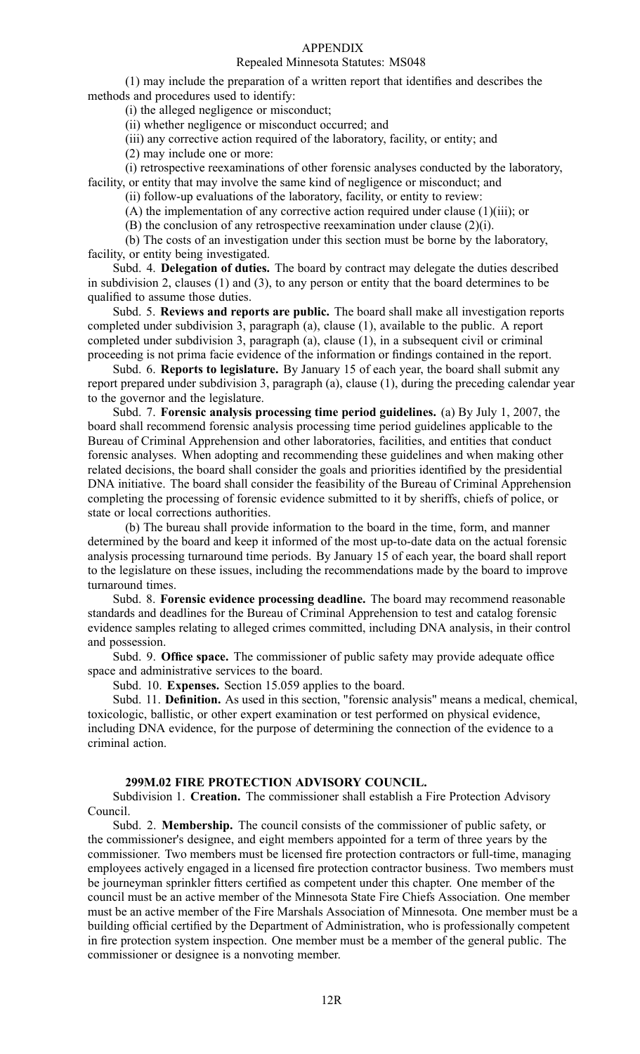(1) may include the preparation of a written report that identifies and describes the methods and procedures used to identify:

(i) the alleged negligence or misconduct;

(ii) whether negligence or misconduct occurred; and

(iii) any corrective action required of the laboratory, facility, or entity; and

(2) may include one or more:

(i) retrospective reexaminations of other forensic analyses conducted by the laboratory, facility, or entity that may involve the same kind of negligence or misconduct; and

(ii) follow-up evaluations of the laboratory, facility, or entity to review:

(A) the implementation of any corrective action required under clause (1)(iii); or

(B) the conclusion of any retrospective reexamination under clause (2)(i).

(b) The costs of an investigation under this section must be borne by the laboratory, facility, or entity being investigated.

Subd. 4. **Delegation of duties.** The board by contract may delegate the duties described in subdivision 2, clauses (1) and (3), to any person or entity that the board determines to be qualified to assume those duties.

Subd. 5. **Reviews and reports are public.** The board shall make all investigation reports completed under subdivision 3, paragraph (a), clause (1), available to the public. A report completed under subdivision 3, paragraph (a), clause (1), in a subsequent civil or criminal proceeding is not prima facie evidence of the information or findings contained in the report.

Subd. 6. **Reports to legislature.** By January 15 of each year, the board shall submit any report prepared under subdivision 3, paragraph (a), clause (1), during the preceding calendar year to the governor and the legislature.

Subd. 7. **Forensic analysis processing time period guidelines.** (a) By July 1, 2007, the board shall recommend forensic analysis processing time period guidelines applicable to the Bureau of Criminal Apprehension and other laboratories, facilities, and entities that conduct forensic analyses. When adopting and recommending these guidelines and when making other related decisions, the board shall consider the goals and priorities identified by the presidential DNA initiative. The board shall consider the feasibility of the Bureau of Criminal Apprehension completing the processing of forensic evidence submitted to it by sheriffs, chiefs of police, or state or local corrections authorities.

(b) The bureau shall provide information to the board in the time, form, and manner determined by the board and keep it informed of the most up-to-date data on the actual forensic analysis processing turnaround time periods. By January 15 of each year, the board shall report to the legislature on these issues, including the recommendations made by the board to improve turnaround times.

Subd. 8. **Forensic evidence processing deadline.** The board may recommend reasonable standards and deadlines for the Bureau of Criminal Apprehension to test and catalog forensic evidence samples relating to alleged crimes committed, including DNA analysis, in their control and possession.

Subd. 9. **Office space.** The commissioner of public safety may provide adequate office space and administrative services to the board.

Subd. 10. **Expenses.** Section 15.059 applies to the board.

Subd. 11. **Definition.** As used in this section, "forensic analysis" means a medical, chemical, toxicologic, ballistic, or other expert examination or test performed on physical evidence, including DNA evidence, for the purpose of determining the connection of the evidence to a criminal action.

**299M.02 FIRE PROTECTION ADVISORY COUNCIL.**

Subdivision 1. **Creation.** The commissioner shall establish a Fire Protection Advisory Council.

Subd. 2. **Membership.** The council consists of the commissioner of public safety, or the commissioner's designee, and eight members appointed for a term of three years by the commissioner. Two members must be licensed fire protection contractors or full-time, managing employees actively engaged in a licensed fire protection contractor business. Two members must be journeyman sprinkler fitters certified as competent under this chapter. One member of the council must be an active member of the Minnesota State Fire Chiefs Association. One member must be an active member of the Fire Marshals Association of Minnesota. One member must be a building official certified by the Department of Administration, who is professionally competent in fire protection system inspection. One member must be a member of the general public. The commissioner or designee is a nonvoting member.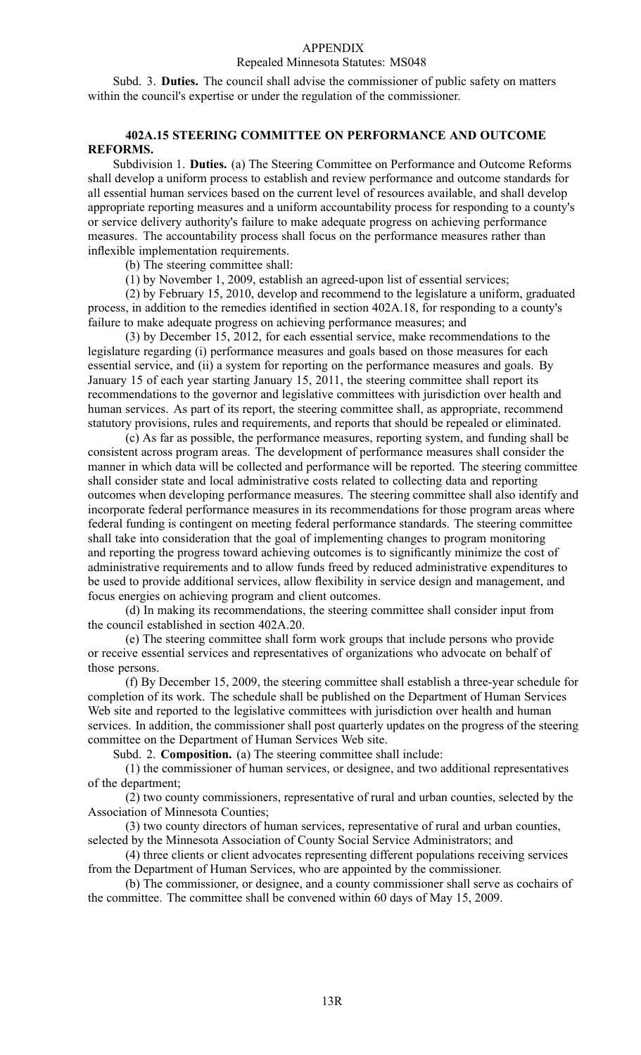Subd. 3. **Duties.** The council shall advise the commissioner of public safety on matters within the council's expertise or under the regulation of the commissioner.

### 402A.15 STEERING COMMITTEE ON PERFORMANCE AND OUTCOME REFORMS.

Subdivision 1. **Duties.** (a) The Steering Committee on Performance and Outcome Reforms shall develop a uniform process to establish and review performance and outcome standards for all essential human services based on the current level of resources available, and shall develop appropriate reporting measures and a uniform accountability process for responding to a county's or service delivery authority's failure to make adequate progress on achieving performance measures. The accountability process shall focus on the performance measures rather than inflexible implementation requirements.

(b) The steering committee shall:

(1) by November 1, 2009, establish an agreed-upon list of essential services;

(2) by February 15, 2010, develop and recommend to the legislature a uniform, graduated process, in addition to the remedies identified in section 402A.18, for responding to a county's failure to make adequate progress on achieving performance measures; and

(3) by December 15, 2012, for each essential service, make recommendations to the legislature regarding (i) performance measures and goals based on those measures for each essential service, and (ii) a system for reporting on the performance measures and goals. By January 15 of each year starting January 15, 2011, the steering committee shall report its recommendations to the governor and legislative committees with jurisdiction over health and human services. As part of its report, the steering committee shall, as appropriate, recommend statutory provisions, rules and requirements, and reports that should be repealed or eliminated.

(c) As far as possible, the performance measures, reporting system, and funding shall be consistent across program areas. The development of performance measures shall consider the manner in which data will be collected and performance will be reported. The steering committee shall consider state and local administrative costs related to collecting data and reporting outcomes when developing performance measures. The steering committee shall also identify and incorporate federal performance measures in its recommendations for those program areas where federal funding is contingent on meeting federal performance standards. The steering committee shall take into consideration that the goal of implementing changes to program monitoring and reporting the progress toward achieving outcomes is to significantly minimize the cost of administrative requirements and to allow funds freed by reduced administrative expenditures to be used to provide additional services, allow flexibility in service design and management, and focus energies on achieving program and client outcomes.

(d) In making its recommendations, the steering committee shall consider input from the council established in section 402A.20.

(e) The steering committee shall form work groups that include persons who provide or receive essential services and representatives of organizations who advocate on behalf of those persons.

(f) By December 15, 2009, the steering committee shall establish a three-year schedule for completion of its work. The schedule shall be published on the Department of Human Services Web site and reported to the legislative committees with jurisdiction over health and human services. In addition, the commissioner shall post quarterly updates on the progress of the steering committee on the Department of Human Services Web site.

Subd. 2. **Composition.** (a) The steering committee shall include:

(1) the commissioner of human services, or designee, and two additional representatives of the department;

(2) two county commissioners, representative of rural and urban counties, selected by the Association of Minnesota Counties;

(3) two county directors of human services, representative of rural and urban counties, selected by the Minnesota Association of County Social Service Administrators; and

(4) three clients or client advocates representing different populations receiving services from the Department of Human Services, who are appointed by the commissioner.

(b) The commissioner, or designee, and a county commissioner shall serve as cochairs of the committee. The committee shall be convened within 60 days of May 15, 2009.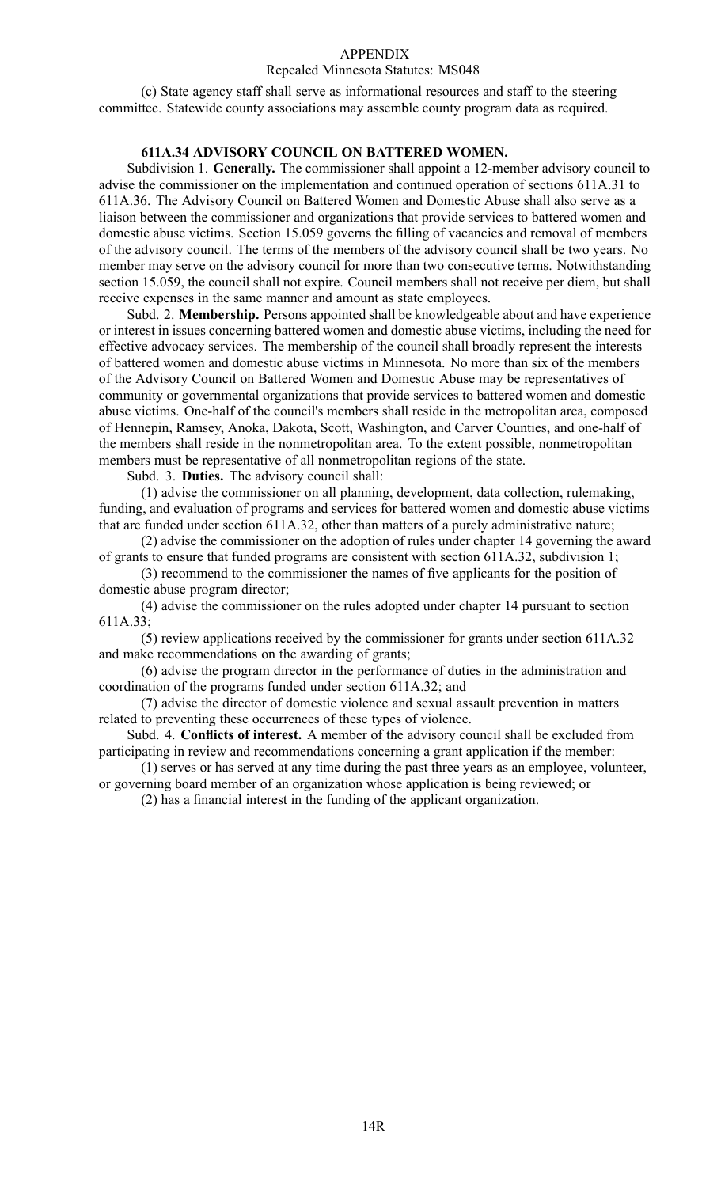(c) State agency staff shall serve as informational resources and staff to the steering committee. Statewide county associations may assemble county program data as required.

**611A.34 ADVISORY COUNCIL ON BATTERED WOMEN.**

Subdivision 1. **Generally.** The commissioner shall appoint a 12-member advisory council to advise the commissioner on the implementation and continued operation of sections 611A.31 to 611A.36. The Advisory Council on Battered Women and Domestic Abuse shall also serve as a liaison between the commissioner and organizations that provide services to battered women and domestic abuse victims. Section 15.059 governs the filling of vacancies and removal of members of the advisory council. The terms of the members of the advisory council shall be two years. No member may serve on the advisory council for more than two consecutive terms. Notwithstanding section 15.059, the council shall not expire. Council members shall not receive per diem, but shall receive expenses in the same manner and amount as state employees.

Subd. 2. **Membership.** Persons appointed shall be knowledgeable about and have experience or interest in issues concerning battered women and domestic abuse victims, including the need for effective advocacy services. The membership of the council shall broadly represent the interests of battered women and domestic abuse victims in Minnesota. No more than six of the members of the Advisory Council on Battered Women and Domestic Abuse may be representatives of community or governmental organizations that provide services to battered women and domestic abuse victims. One-half of the council's members shall reside in the metropolitan area, composed of Hennepin, Ramsey, Anoka, Dakota, Scott, Washington, and Carver Counties, and one-half of the members shall reside in the nonmetropolitan area. To the extent possible, nonmetropolitan members must be representative of all nonmetropolitan regions of the state.

Subd. 3. **Duties.** The advisory council shall:

(1) advise the commissioner on all planning, development, data collection, rulemaking, funding, and evaluation of programs and services for battered women and domestic abuse victims that are funded under section 611A.32, other than matters of a purely administrative nature;

(2) advise the commissioner on the adoption of rules under chapter 14 governing the award of grants to ensure that funded programs are consistent with section 611A.32, subdivision 1;

(3) recommend to the commissioner the names of five applicants for the position of domestic abuse program director;

(4) advise the commissioner on the rules adopted under chapter 14 pursuant to section 611A.33;

(5) review applications received by the commissioner for grants under section 611A.32 and make recommendations on the awarding of grants;

(6) advise the program director in the performance of duties in the administration and coordination of the programs funded under section 611A.32; and

(7) advise the director of domestic violence and sexual assault prevention in matters related to preventing these occurrences of these types of violence.

Subd. 4. **Conflicts of interest.** A member of the advisory council shall be excluded from participating in review and recommendations concerning a grant application if the member:

(1) serves or has served at any time during the past three years as an employee, volunteer, or governing board member of an organization whose application is being reviewed; or

(2) has a financial interest in the funding of the applicant organization.